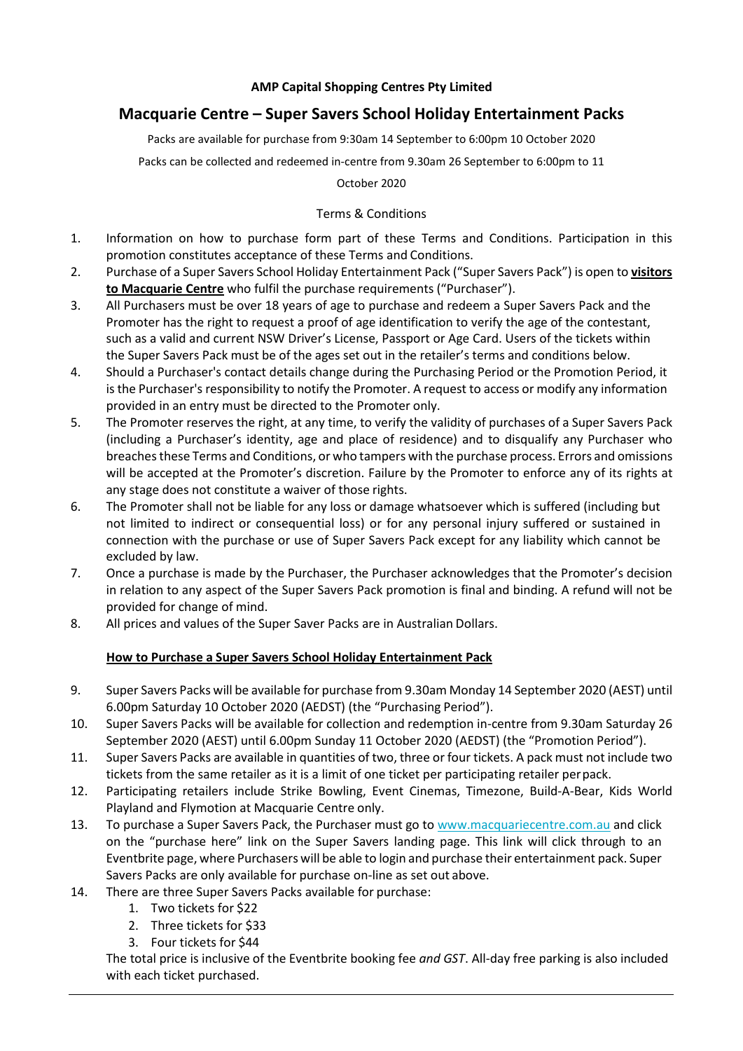**AMP Capital Shopping Centres Pty Limited**

# Macquarie Centre – Super Savers School Holiday Entertainment Packs

Packs are available for purchase from 9:30am 14 September to 6:00pm 10 October 2020

Packs can be collected and redeemed in-centre from 9.30am 26 September to 6:00pm to 11 October 2020

Terms & Conditions

1. Information on how to purchase form part of these Terms and Conditions. Participation in this promotion constitutes acceptance of these Terms and Conditions.
2. Purchase of a Super Savers School Holiday Entertainment Pack ("Super Savers Pack") is open to **visitors to Macquarie Centre** who fulfil the purchase requirements ("Purchaser").
3. All Purchasers must be over 18 years of age to purchase and redeem a Super Savers Pack and the Promoter has the right to request a proof of age identification to verify the age of the contestant, such as a valid and current NSW Driver's License, Passport or Age Card. Users of the tickets within the Super Savers Pack must be of the ages set out in the retailer's terms and conditions below.
4. Should a Purchaser's contact details change during the Purchasing Period or the Promotion Period, it is the Purchaser's responsibility to notify the Promoter. A request to access or modify any information provided in an entry must be directed to the Promoter only.
5. The Promoter reserves the right, at any time, to verify the validity of purchases of a Super Savers Pack (including a Purchaser's identity, age and place of residence) and to disqualify any Purchaser who breaches these Terms and Conditions, or who tampers with the purchase process. Errors and omissions will be accepted at the Promoter's discretion. Failure by the Promoter to enforce any of its rights at any stage does not constitute a waiver of those rights.
6. The Promoter shall not be liable for any loss or damage whatsoever which is suffered (including but not limited to indirect or consequential loss) or for any personal injury suffered or sustained in connection with the purchase or use of Super Savers Pack except for any liability which cannot be excluded by law.
7. Once a purchase is made by the Purchaser, the Purchaser acknowledges that the Promoter's decision in relation to any aspect of the Super Savers Pack promotion is final and binding. A refund will not be provided for change of mind.
8. All prices and values of the Super Saver Packs are in Australian Dollars.

## How to Purchase a Super Savers School Holiday Entertainment Pack

9. Super Savers Packs will be available for purchase from 9.30am Monday 14 September 2020 (AEST) until 6.00pm Saturday 10 October 2020 (AEDST) (the "Purchasing Period").
10. Super Savers Packs will be available for collection and redemption in-centre from 9.30am Saturday 26 September 2020 (AEST) until 6.00pm Sunday 11 October 2020 (AEDST) (the "Promotion Period").
11. Super Savers Packs are available in quantities of two, three or four tickets. A pack must not include two tickets from the same retailer as it is a limit of one ticket per participating retailer per pack.
12. Participating retailers include Strike Bowling, Event Cinemas, Timezone, Build-A-Bear, Kids World Playland and Flymotion at Macquarie Centre only.
13. To purchase a Super Savers Pack, the Purchaser must go to www.macquariecentre.com.au and click on the "purchase here" link on the Super Savers landing page. This link will click through to an Eventbrite page, where Purchasers will be able to login and purchase their entertainment pack. Super Savers Packs are only available for purchase on-line as set out above.
14. There are three Super Savers Packs available for purchase:
    1. Two tickets for $22
    2. Three tickets for $33
    3. Four tickets for $44

    The total price is inclusive of the Eventbrite booking fee *and GST*. All-day free parking is also included with each ticket purchased.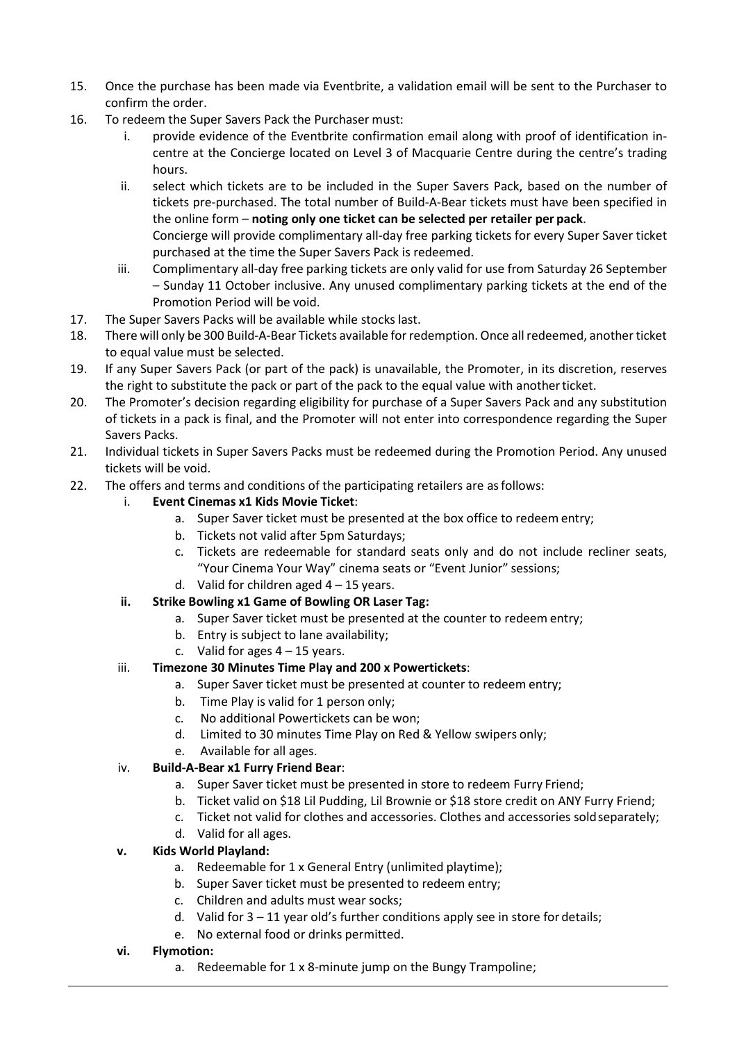15. Once the purchase has been made via Eventbrite, a validation email will be sent to the Purchaser to confirm the order.
16. To redeem the Super Savers Pack the Purchaser must:
    i. provide evidence of the Eventbrite confirmation email along with proof of identification in-centre at the Concierge located on Level 3 of Macquarie Centre during the centre's trading hours.
    ii. select which tickets are to be included in the Super Savers Pack, based on the number of tickets pre-purchased. The total number of Build-A-Bear tickets must have been specified in the online form – **noting only one ticket can be selected per retailer per pack**.
    Concierge will provide complimentary all-day free parking tickets for every Super Saver ticket purchased at the time the Super Savers Pack is redeemed.
    iii. Complimentary all-day free parking tickets are only valid for use from Saturday 26 September – Sunday 11 October inclusive. Any unused complimentary parking tickets at the end of the Promotion Period will be void.
17. The Super Savers Packs will be available while stocks last.
18. There will only be 300 Build-A-Bear Tickets available for redemption. Once all redeemed, another ticket to equal value must be selected.
19. If any Super Savers Pack (or part of the pack) is unavailable, the Promoter, in its discretion, reserves the right to substitute the pack or part of the pack to the equal value with another ticket.
20. The Promoter's decision regarding eligibility for purchase of a Super Savers Pack and any substitution of tickets in a pack is final, and the Promoter will not enter into correspondence regarding the Super Savers Packs.
21. Individual tickets in Super Savers Packs must be redeemed during the Promotion Period. Any unused tickets will be void.
22. The offers and terms and conditions of the participating retailers are as follows:
    i. **Event Cinemas x1 Kids Movie Ticket**:
        a. Super Saver ticket must be presented at the box office to redeem entry;
        b. Tickets not valid after 5pm Saturdays;
        c. Tickets are redeemable for standard seats only and do not include recliner seats, "Your Cinema Your Way" cinema seats or "Event Junior" sessions;
        d. Valid for children aged 4 – 15 years.
    **ii. Strike Bowling x1 Game of Bowling OR Laser Tag:**
        a. Super Saver ticket must be presented at the counter to redeem entry;
        b. Entry is subject to lane availability;
        c. Valid for ages 4 – 15 years.
    iii. **Timezone 30 Minutes Time Play and 200 x Powertickets**:
        a. Super Saver ticket must be presented at counter to redeem entry;
        b. Time Play is valid for 1 person only;
        c. No additional Powertickets can be won;
        d. Limited to 30 minutes Time Play on Red & Yellow swipers only;
        e. Available for all ages.
    iv. **Build-A-Bear x1 Furry Friend Bear**:
        a. Super Saver ticket must be presented in store to redeem Furry Friend;
        b. Ticket valid on $18 Lil Pudding, Lil Brownie or $18 store credit on ANY Furry Friend;
        c. Ticket not valid for clothes and accessories. Clothes and accessories sold separately;
        d. Valid for all ages.
    **v. Kids World Playland:**
        a. Redeemable for 1 x General Entry (unlimited playtime);
        b. Super Saver ticket must be presented to redeem entry;
        c. Children and adults must wear socks;
        d. Valid for 3 – 11 year old's further conditions apply see in store for details;
        e. No external food or drinks permitted.
    **vi. Flymotion:**
        a. Redeemable for 1 x 8-minute jump on the Bungy Trampoline;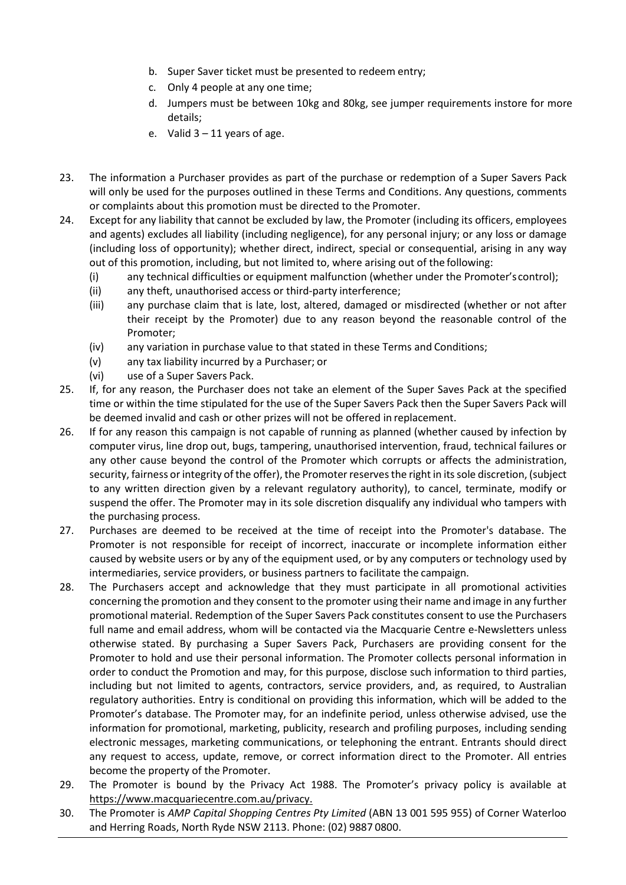b. Super Saver ticket must be presented to redeem entry;
c. Only 4 people at any one time;
d. Jumpers must be between 10kg and 80kg, see jumper requirements instore for more details;
e. Valid 3 – 11 years of age.

23. The information a Purchaser provides as part of the purchase or redemption of a Super Savers Pack will only be used for the purposes outlined in these Terms and Conditions. Any questions, comments or complaints about this promotion must be directed to the Promoter.
24. Except for any liability that cannot be excluded by law, the Promoter (including its officers, employees and agents) excludes all liability (including negligence), for any personal injury; or any loss or damage (including loss of opportunity); whether direct, indirect, special or consequential, arising in any way out of this promotion, including, but not limited to, where arising out of the following:
    (i) any technical difficulties or equipment malfunction (whether under the Promoter's control);
    (ii) any theft, unauthorised access or third-party interference;
    (iii) any purchase claim that is late, lost, altered, damaged or misdirected (whether or not after their receipt by the Promoter) due to any reason beyond the reasonable control of the Promoter;
    (iv) any variation in purchase value to that stated in these Terms and Conditions;
    (v) any tax liability incurred by a Purchaser; or
    (vi) use of a Super Savers Pack.
25. If, for any reason, the Purchaser does not take an element of the Super Saves Pack at the specified time or within the time stipulated for the use of the Super Savers Pack then the Super Savers Pack will be deemed invalid and cash or other prizes will not be offered in replacement.
26. If for any reason this campaign is not capable of running as planned (whether caused by infection by computer virus, line drop out, bugs, tampering, unauthorised intervention, fraud, technical failures or any other cause beyond the control of the Promoter which corrupts or affects the administration, security, fairness or integrity of the offer), the Promoter reserves the right in its sole discretion, (subject to any written direction given by a relevant regulatory authority), to cancel, terminate, modify or suspend the offer. The Promoter may in its sole discretion disqualify any individual who tampers with the purchasing process.
27. Purchases are deemed to be received at the time of receipt into the Promoter's database. The Promoter is not responsible for receipt of incorrect, inaccurate or incomplete information either caused by website users or by any of the equipment used, or by any computers or technology used by intermediaries, service providers, or business partners to facilitate the campaign.
28. The Purchasers accept and acknowledge that they must participate in all promotional activities concerning the promotion and they consent to the promoter using their name and image in any further promotional material. Redemption of the Super Savers Pack constitutes consent to use the Purchasers full name and email address, whom will be contacted via the Macquarie Centre e-Newsletters unless otherwise stated. By purchasing a Super Savers Pack, Purchasers are providing consent for the Promoter to hold and use their personal information. The Promoter collects personal information in order to conduct the Promotion and may, for this purpose, disclose such information to third parties, including but not limited to agents, contractors, service providers, and, as required, to Australian regulatory authorities. Entry is conditional on providing this information, which will be added to the Promoter's database. The Promoter may, for an indefinite period, unless otherwise advised, use the information for promotional, marketing, publicity, research and profiling purposes, including sending electronic messages, marketing communications, or telephoning the entrant. Entrants should direct any request to access, update, remove, or correct information direct to the Promoter. All entries become the property of the Promoter.
29. The Promoter is bound by the Privacy Act 1988. The Promoter's privacy policy is available at https://www.macquariecentre.com.au/privacy.
30. The Promoter is *AMP Capital Shopping Centres Pty Limited* (ABN 13 001 595 955) of Corner Waterloo and Herring Roads, North Ryde NSW 2113. Phone: (02) 9887 0800.